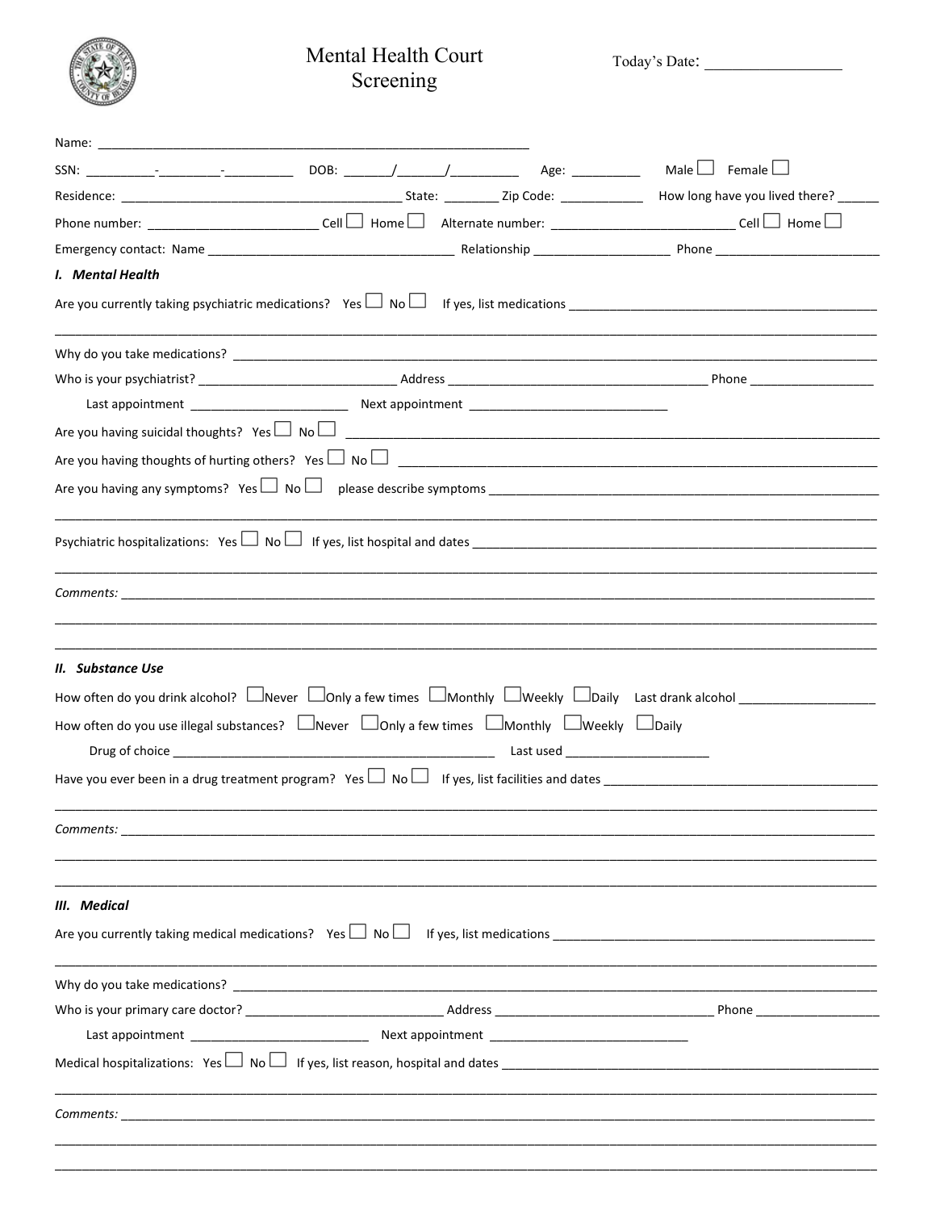# Mental Health Court Screening

Today's Date: _________________

Name: _______________________________________________________________

SSN: __________-_________-__________ DOB: _______/_______/__________ Age: __________ Male ☐ Female ☐

Residence: _________________________________________ State: ________ Zip Code: ____________ How long have you lived there? ______

Phone number: ________________________ Cell ☐ Home ☐ Alternate number: ___________________________ Cell ☐ Home ☐

Emergency contact: Name ____________________________________ Relationship ___________________ Phone ________________________

## *I. Mental Health*

Are you currently taking psychiatric medications? Yes ☐ No ☐ If yes, list medications _____________________________________________

_____________________________________________________________________________________________________________

Why do you take medications? _______________________________________________________________________________________

Who is your psychiatrist? ____________________________ Address ______________________________________ Phone __________________

Last appointment _______________________ Next appointment _____________________________

Are you having suicidal thoughts? Yes ☐ No ☐ _____________________________________________________________________________

Are you having thoughts of hurting others? Yes ☐ No ☐ ________________________________________________________________________

Are you having any symptoms? Yes ☐ No ☐ please describe symptoms ___________________________________________________________

_____________________________________________________________________________________________________________

Psychiatric hospitalizations: Yes ☐ No ☐ If yes, list hospital and dates ____________________________________________________________

_____________________________________________________________________________________________________________

*Comments:* ___________________________________________________________________________________________________

_____________________________________________________________________________________________________________

_____________________________________________________________________________________________________________

## *II. Substance Use*

How often do you drink alcohol? ☐Never ☐Only a few times ☐Monthly ☐Weekly ☐Daily Last drank alcohol ____________________

How often do you use illegal substances? ☐Never ☐Only a few times ☐Monthly ☐Weekly ☐Daily

Drug of choice _______________________________________________ Last used _____________________

Have you ever been in a drug treatment program? Yes ☐ No ☐ If yes, list facilities and dates _______________________________________

_____________________________________________________________________________________________________________

*Comments:* ___________________________________________________________________________________________________

_____________________________________________________________________________________________________________

_____________________________________________________________________________________________________________

## *III. Medical*

Are you currently taking medical medications? Yes ☐ No ☐ If yes, list medications ______________________________________________

_____________________________________________________________________________________________________________

Why do you take medications? _______________________________________________________________________________________

Who is your primary care doctor? ____________________________ Address ________________________________ Phone __________________

Last appointment __________________________ Next appointment _____________________________

Medical hospitalizations: Yes ☐ No ☐ If yes, list reason, hospital and dates _____________________________________________________

_____________________________________________________________________________________________________________

*Comments:* ___________________________________________________________________________________________________

_____________________________________________________________________________________________________________

_____________________________________________________________________________________________________________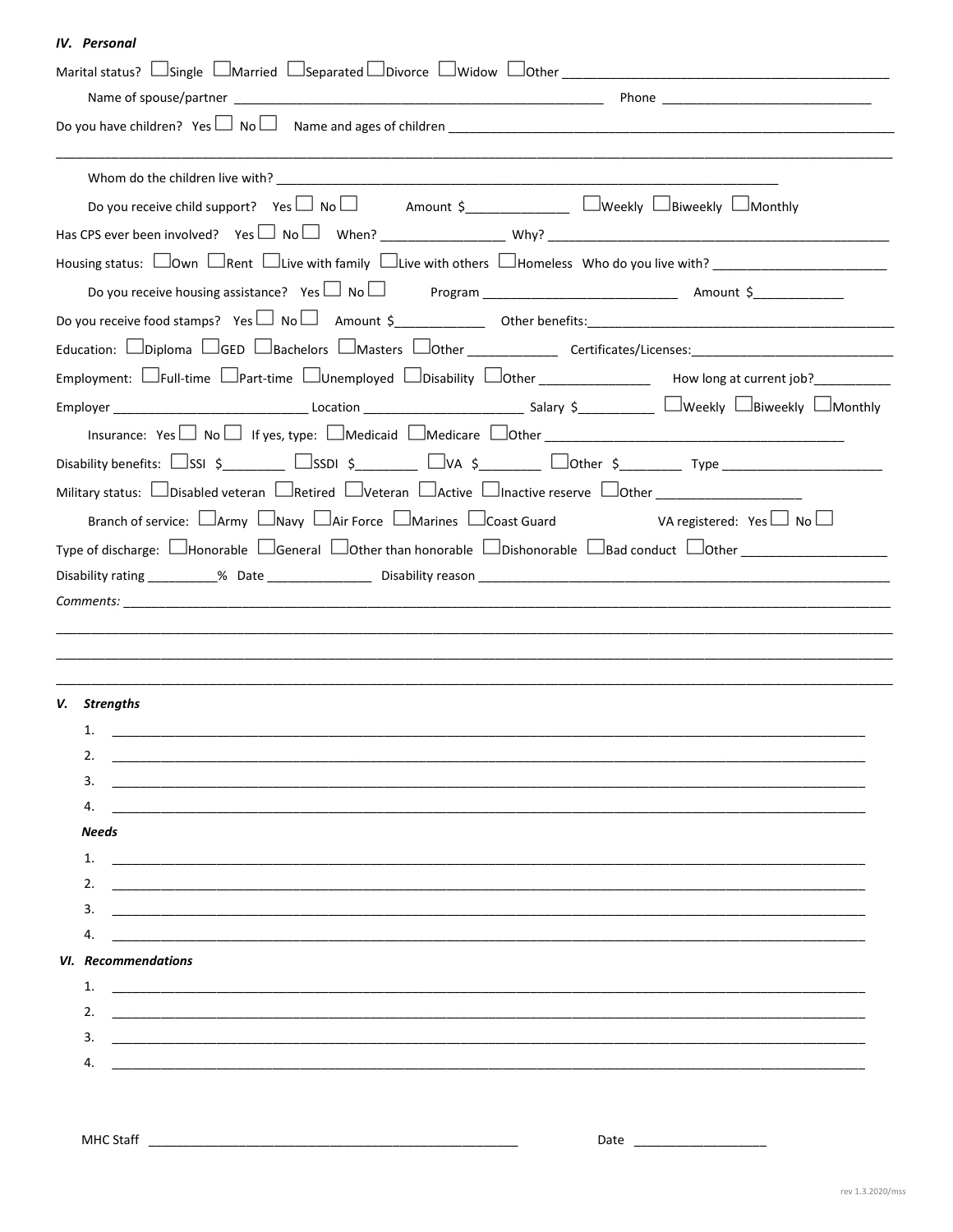### *IV. Personal*

Marital status? ☐Single ☐Married ☐Separated ☐Divorce ☐Widow ☐Other ______________________________________________

Name of spouse/partner ______________________________________________________ Phone ______________________________

Do you have children? Yes ☐ No ☐ Name and ages of children ______________________________________________________________

______________________________________________________________________________________________________________

Whom do the children live with? ____________________________________________________________________________

Do you receive child support? Yes ☐ No ☐ Amount $_______________ ☐Weekly ☐Biweekly ☐Monthly

Has CPS ever been involved? Yes ☐ No ☐ When? _________________ Why? __________________________________________________

Housing status: ☐Own ☐Rent ☐Live with family ☐Live with others ☐Homeless Who do you live with? ________________________

Do you receive housing assistance? Yes ☐ No ☐ Program ____________________________ Amount $_____________

Do you receive food stamps? Yes ☐ No ☐ Amount $_____________ Other benefits:_______________________________________________

Education: ☐Diploma ☐GED ☐Bachelors ☐Masters ☐Other _____________ Certificates/Licenses:______________________________

Employment: ☐Full-time ☐Part-time ☐Unemployed ☐Disability ☐Other ________________ How long at current job?___________

Employer ____________________________ Location ______________________ Salary $___________ ☐Weekly ☐Biweekly ☐Monthly

Insurance: Yes ☐ No ☐ If yes, type: ☐Medicaid ☐Medicare ☐Other ____________________________________________

Disability benefits: ☐SSI $_________ ☐SSDI $_________ ☐VA $_________ ☐Other $_________ Type _______________________

Military status: ☐Disabled veteran ☐Retired ☐Veteran ☐Active ☐Inactive reserve ☐Other ____________________

Branch of service: ☐Army ☐Navy ☐Air Force ☐Marines ☐Coast Guard VA registered: Yes ☐ No ☐

Type of discharge: ☐Honorable ☐General ☐Other than honorable ☐Dishonorable ☐Bad conduct ☐Other ____________________

Disability rating __________% Date _______________ Disability reason ______________________________________________________________

*Comments:* __________________________________________________________________________________________________________

______________________________________________________________________________________________________________

______________________________________________________________________________________________________________

______________________________________________________________________________________________________________

### *V. Strengths*

1. ______________________________________________________________________________________________________
2. ______________________________________________________________________________________________________
3. ______________________________________________________________________________________________________
4. ______________________________________________________________________________________________________

***Needs***

1. ______________________________________________________________________________________________________
2. ______________________________________________________________________________________________________
3. ______________________________________________________________________________________________________
4. ______________________________________________________________________________________________________

### *VI. Recommendations*

1. ______________________________________________________________________________________________________
2. ______________________________________________________________________________________________________
3. ______________________________________________________________________________________________________
4. ______________________________________________________________________________________________________

MHC Staff ______________________________________________________ Date ___________________

rev 1.3.2020/mss